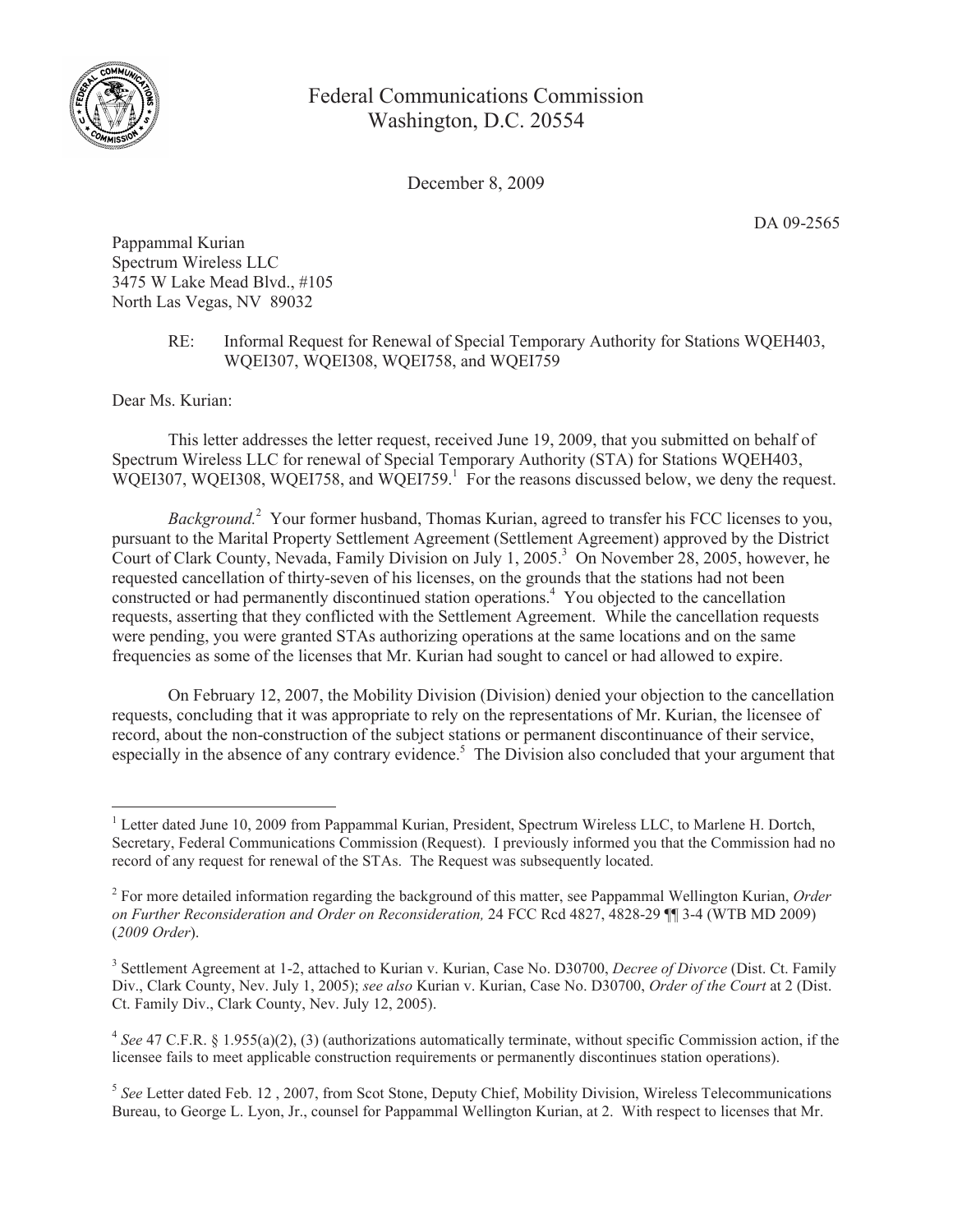Federal Communications Commission
Washington, D.C. 20554

December 8, 2009

DA 09-2565

Pappammal Kurian
Spectrum Wireless LLC
3475 W Lake Mead Blvd., #105
North Las Vegas, NV 89032

RE: Informal Request for Renewal of Special Temporary Authority for Stations WQEH403, WQEI307, WQEI308, WQEI758, and WQEI759

Dear Ms. Kurian:

This letter addresses the letter request, received June 19, 2009, that you submitted on behalf of Spectrum Wireless LLC for renewal of Special Temporary Authority (STA) for Stations WQEH403, WQEI307, WQEI308, WQEI758, and WQEI759.[1] For the reasons discussed below, we deny the request.

*Background.*[2] Your former husband, Thomas Kurian, agreed to transfer his FCC licenses to you, pursuant to the Marital Property Settlement Agreement (Settlement Agreement) approved by the District Court of Clark County, Nevada, Family Division on July 1, 2005.[3] On November 28, 2005, however, he requested cancellation of thirty-seven of his licenses, on the grounds that the stations had not been constructed or had permanently discontinued station operations.[4] You objected to the cancellation requests, asserting that they conflicted with the Settlement Agreement. While the cancellation requests were pending, you were granted STAs authorizing operations at the same locations and on the same frequencies as some of the licenses that Mr. Kurian had sought to cancel or had allowed to expire.

On February 12, 2007, the Mobility Division (Division) denied your objection to the cancellation requests, concluding that it was appropriate to rely on the representations of Mr. Kurian, the licensee of record, about the non-construction of the subject stations or permanent discontinuance of their service, especially in the absence of any contrary evidence.[5] The Division also concluded that your argument that

---

[1] Letter dated June 10, 2009 from Pappammal Kurian, President, Spectrum Wireless LLC, to Marlene H. Dortch, Secretary, Federal Communications Commission (Request). I previously informed you that the Commission had no record of any request for renewal of the STAs. The Request was subsequently located.

[2] For more detailed information regarding the background of this matter, see Pappammal Wellington Kurian, *Order on Further Reconsideration and Order on Reconsideration,* 24 FCC Rcd 4827, 4828-29 ¶¶ 3-4 (WTB MD 2009) (*2009 Order*).

[3] Settlement Agreement at 1-2, attached to Kurian v. Kurian, Case No. D30700, *Decree of Divorce* (Dist. Ct. Family Div., Clark County, Nev. July 1, 2005); *see also* Kurian v. Kurian, Case No. D30700, *Order of the Court* at 2 (Dist. Ct. Family Div., Clark County, Nev. July 12, 2005).

[4] *See* 47 C.F.R. § 1.955(a)(2), (3) (authorizations automatically terminate, without specific Commission action, if the licensee fails to meet applicable construction requirements or permanently discontinues station operations).

[5] *See* Letter dated Feb. 12 , 2007, from Scot Stone, Deputy Chief, Mobility Division, Wireless Telecommunications Bureau, to George L. Lyon, Jr., counsel for Pappammal Wellington Kurian, at 2. With respect to licenses that Mr.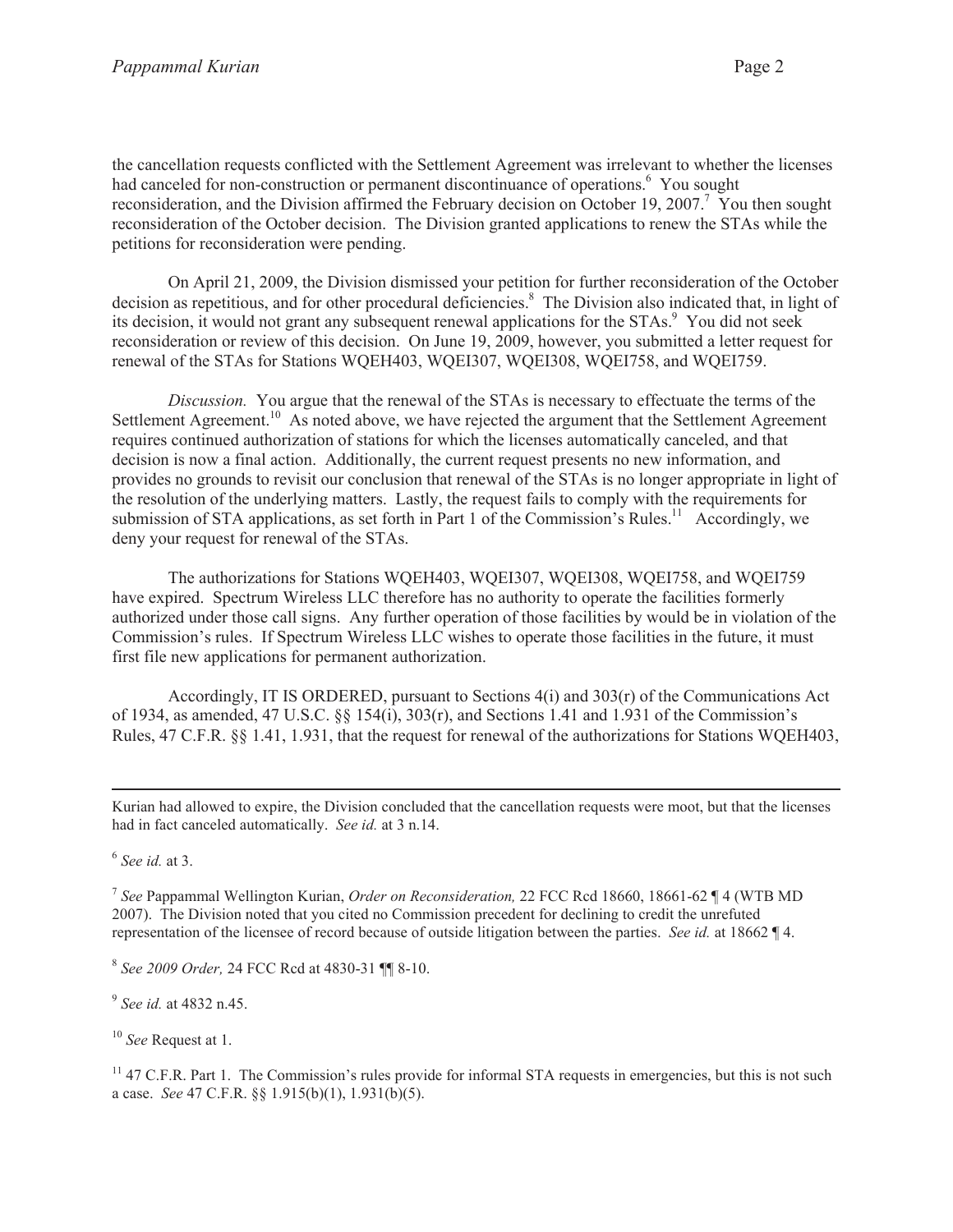the cancellation requests conflicted with the Settlement Agreement was irrelevant to whether the licenses had canceled for non-construction or permanent discontinuance of operations.[6] You sought reconsideration, and the Division affirmed the February decision on October 19, 2007.[7] You then sought reconsideration of the October decision. The Division granted applications to renew the STAs while the petitions for reconsideration were pending.

On April 21, 2009, the Division dismissed your petition for further reconsideration of the October decision as repetitious, and for other procedural deficiencies.[8] The Division also indicated that, in light of its decision, it would not grant any subsequent renewal applications for the STAs.[9] You did not seek reconsideration or review of this decision. On June 19, 2009, however, you submitted a letter request for renewal of the STAs for Stations WQEH403, WQEI307, WQEI308, WQEI758, and WQEI759.

*Discussion.* You argue that the renewal of the STAs is necessary to effectuate the terms of the Settlement Agreement.[10] As noted above, we have rejected the argument that the Settlement Agreement requires continued authorization of stations for which the licenses automatically canceled, and that decision is now a final action. Additionally, the current request presents no new information, and provides no grounds to revisit our conclusion that renewal of the STAs is no longer appropriate in light of the resolution of the underlying matters. Lastly, the request fails to comply with the requirements for submission of STA applications, as set forth in Part 1 of the Commission's Rules.[11] Accordingly, we deny your request for renewal of the STAs.

The authorizations for Stations WQEH403, WQEI307, WQEI308, WQEI758, and WQEI759 have expired. Spectrum Wireless LLC therefore has no authority to operate the facilities formerly authorized under those call signs. Any further operation of those facilities by would be in violation of the Commission's rules. If Spectrum Wireless LLC wishes to operate those facilities in the future, it must first file new applications for permanent authorization.

Accordingly, IT IS ORDERED, pursuant to Sections 4(i) and 303(r) of the Communications Act of 1934, as amended, 47 U.S.C. §§ 154(i), 303(r), and Sections 1.41 and 1.931 of the Commission's Rules, 47 C.F.R. §§ 1.41, 1.931, that the request for renewal of the authorizations for Stations WQEH403,

---

Kurian had allowed to expire, the Division concluded that the cancellation requests were moot, but that the licenses had in fact canceled automatically. *See id.* at 3 n.14.

[6] *See id.* at 3.

[7] *See* Pappammal Wellington Kurian, *Order on Reconsideration,* 22 FCC Rcd 18660, 18661-62 ¶ 4 (WTB MD 2007). The Division noted that you cited no Commission precedent for declining to credit the unrefuted representation of the licensee of record because of outside litigation between the parties. *See id.* at 18662 ¶ 4.

[8] *See 2009 Order,* 24 FCC Rcd at 4830-31 ¶¶ 8-10.

[9] *See id.* at 4832 n.45.

[10] *See* Request at 1.

[11] 47 C.F.R. Part 1. The Commission's rules provide for informal STA requests in emergencies, but this is not such a case. *See* 47 C.F.R. §§ 1.915(b)(1), 1.931(b)(5).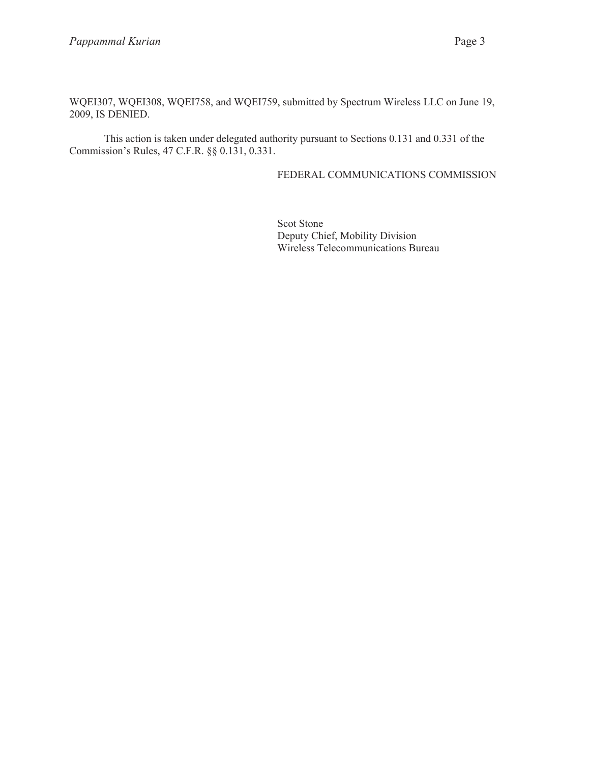WQEI307, WQEI308, WQEI758, and WQEI759, submitted by Spectrum Wireless LLC on June 19, 2009, IS DENIED.

This action is taken under delegated authority pursuant to Sections 0.131 and 0.331 of the Commission's Rules, 47 C.F.R. §§ 0.131, 0.331.

FEDERAL COMMUNICATIONS COMMISSION

Scot Stone
Deputy Chief, Mobility Division
Wireless Telecommunications Bureau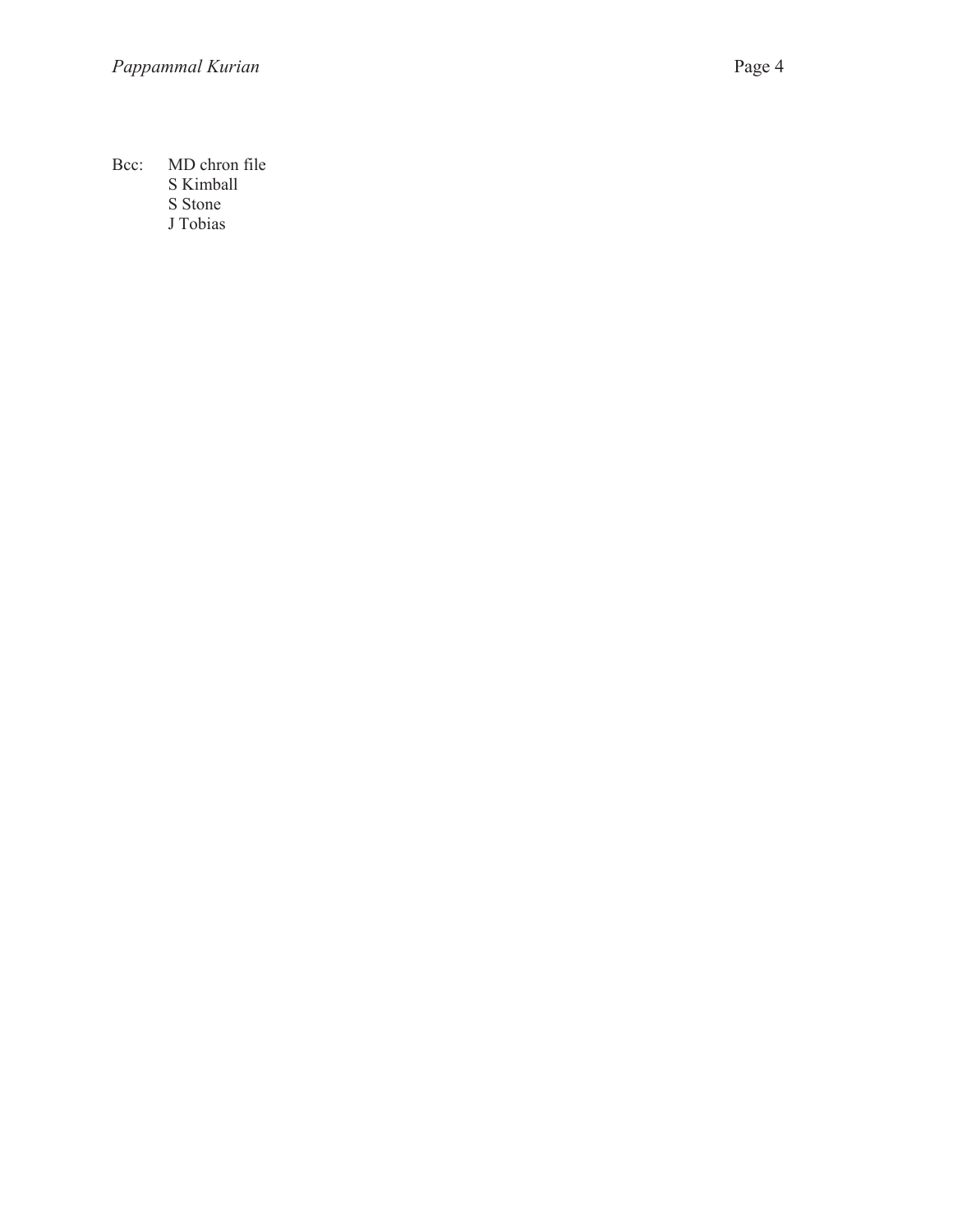Bcc: MD chron file
S Kimball
S Stone
J Tobias